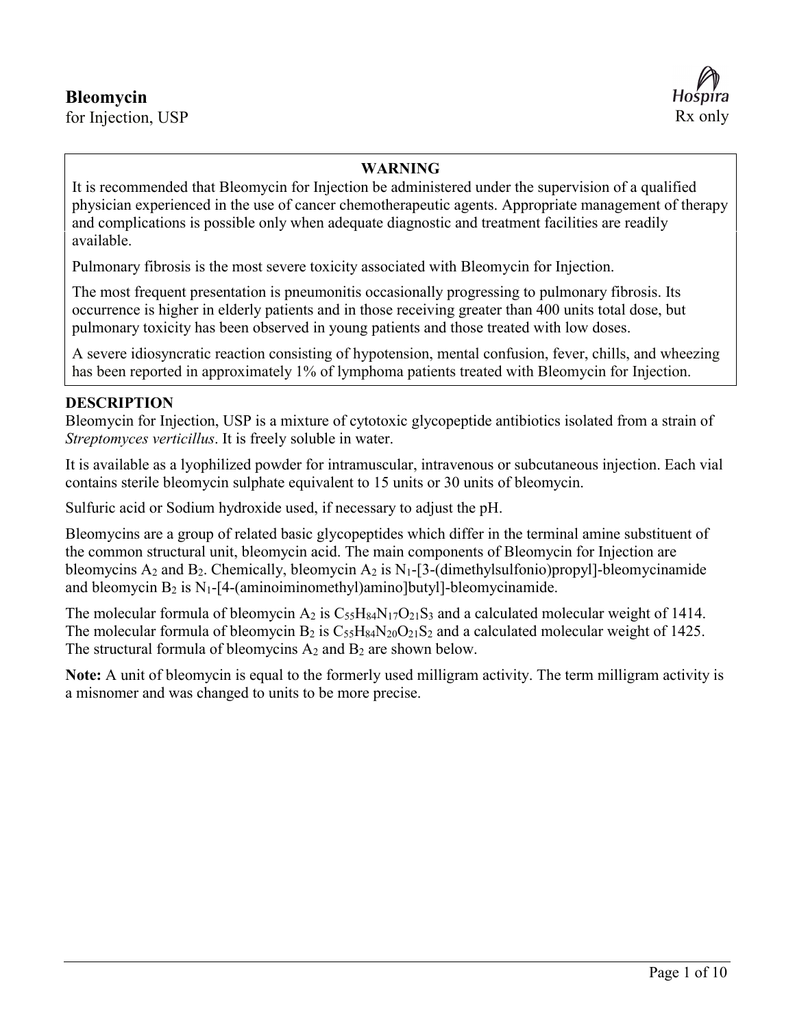# Bleomycin

for Injection, USP

Hospira

Rx only

**WARNING**

It is recommended that Bleomycin for Injection be administered under the supervision of a qualified physician experienced in the use of cancer chemotherapeutic agents. Appropriate management of therapy and complications is possible only when adequate diagnostic and treatment facilities are readily available.

Pulmonary fibrosis is the most severe toxicity associated with Bleomycin for Injection.

The most frequent presentation is pneumonitis occasionally progressing to pulmonary fibrosis. Its occurrence is higher in elderly patients and in those receiving greater than 400 units total dose, but pulmonary toxicity has been observed in young patients and those treated with low doses.

A severe idiosyncratic reaction consisting of hypotension, mental confusion, fever, chills, and wheezing has been reported in approximately 1% of lymphoma patients treated with Bleomycin for Injection.

## DESCRIPTION

Bleomycin for Injection, USP is a mixture of cytotoxic glycopeptide antibiotics isolated from a strain of *Streptomyces verticillus*. It is freely soluble in water.

It is available as a lyophilized powder for intramuscular, intravenous or subcutaneous injection. Each vial contains sterile bleomycin sulphate equivalent to 15 units or 30 units of bleomycin.

Sulfuric acid or Sodium hydroxide used, if necessary to adjust the pH.

Bleomycins are a group of related basic glycopeptides which differ in the terminal amine substituent of the common structural unit, bleomycin acid. The main components of Bleomycin for Injection are bleomycins $A_2$ and $B_2$. Chemically, bleomycin $A_2$ is $N_1$-[3-(dimethylsulfonio)propyl]-bleomycinamide and bleomycin $B_2$ is $N_1$-[4-(aminoiminomethyl)amino]butyl]-bleomycinamide.

The molecular formula of bleomycin $A_2$ is $C_{55}H_{84}N_{17}O_{21}S_3$ and a calculated molecular weight of 1414. The molecular formula of bleomycin $B_2$ is $C_{55}H_{84}N_{20}O_{21}S_2$ and a calculated molecular weight of 1425. The structural formula of bleomycins $A_2$ and $B_2$ are shown below.

**Note:** A unit of bleomycin is equal to the formerly used milligram activity. The term milligram activity is a misnomer and was changed to units to be more precise.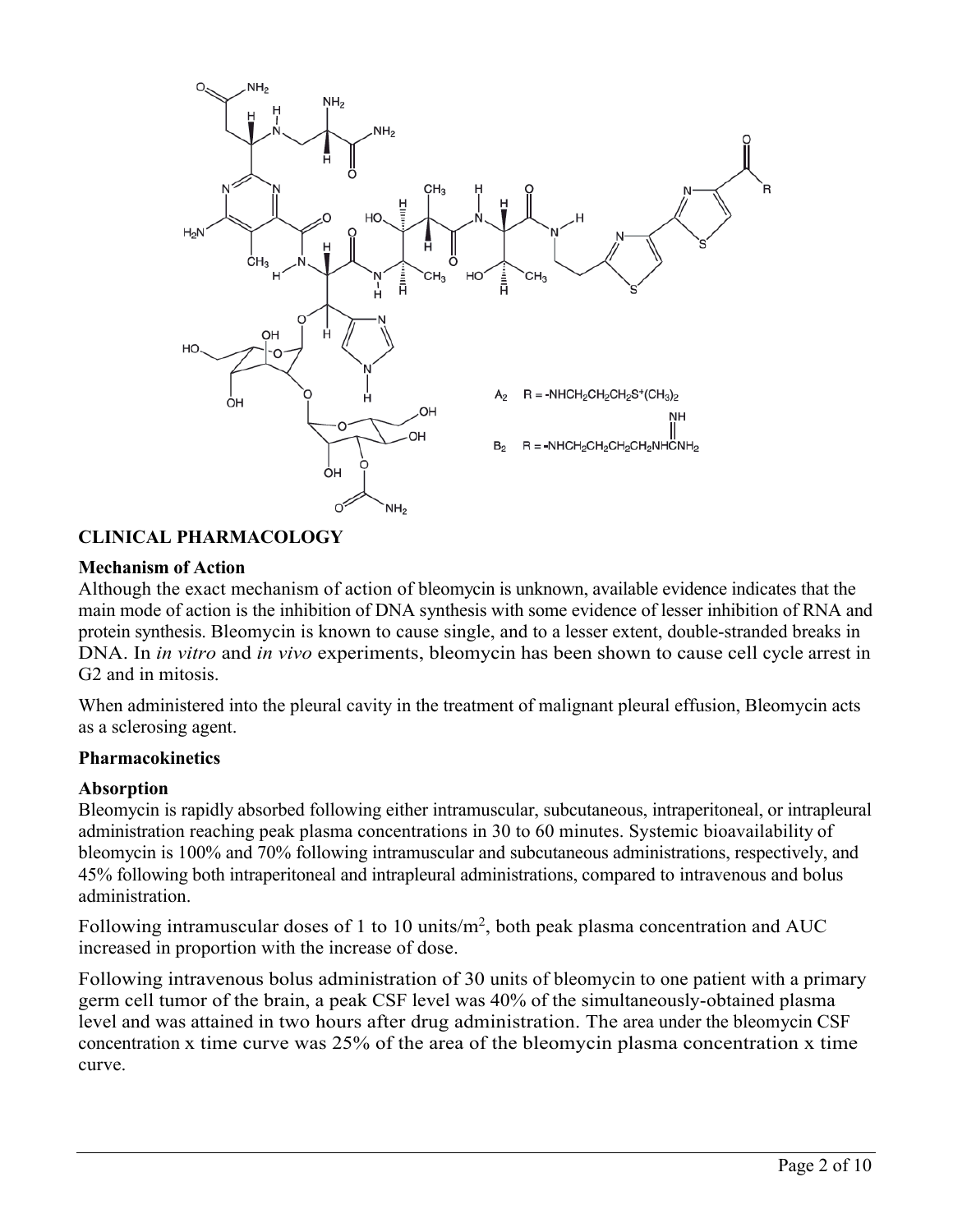$A_2$ R = -NHCH$_2$CH$_2$CH$_2$S$^+$(CH$_3$)$_2$

$B_2$ R = -NHCH$_2$CH$_2$CH$_2$CH$_2$NHC(=NH)NH$_2$

## CLINICAL PHARMACOLOGY

### Mechanism of Action

Although the exact mechanism of action of bleomycin is unknown, available evidence indicates that the main mode of action is the inhibition of DNA synthesis with some evidence of lesser inhibition of RNA and protein synthesis. Bleomycin is known to cause single, and to a lesser extent, double-stranded breaks in DNA. In *in vitro* and *in vivo* experiments, bleomycin has been shown to cause cell cycle arrest in G2 and in mitosis.

When administered into the pleural cavity in the treatment of malignant pleural effusion, Bleomycin acts as a sclerosing agent.

### Pharmacokinetics

#### Absorption

Bleomycin is rapidly absorbed following either intramuscular, subcutaneous, intraperitoneal, or intrapleural administration reaching peak plasma concentrations in 30 to 60 minutes. Systemic bioavailability of bleomycin is 100% and 70% following intramuscular and subcutaneous administrations, respectively, and 45% following both intraperitoneal and intrapleural administrations, compared to intravenous and bolus administration.

Following intramuscular doses of 1 to 10 units/m$^2$, both peak plasma concentration and AUC increased in proportion with the increase of dose.

Following intravenous bolus administration of 30 units of bleomycin to one patient with a primary germ cell tumor of the brain, a peak CSF level was 40% of the simultaneously-obtained plasma level and was attained in two hours after drug administration. The area under the bleomycin CSF concentration x time curve was 25% of the area of the bleomycin plasma concentration x time curve.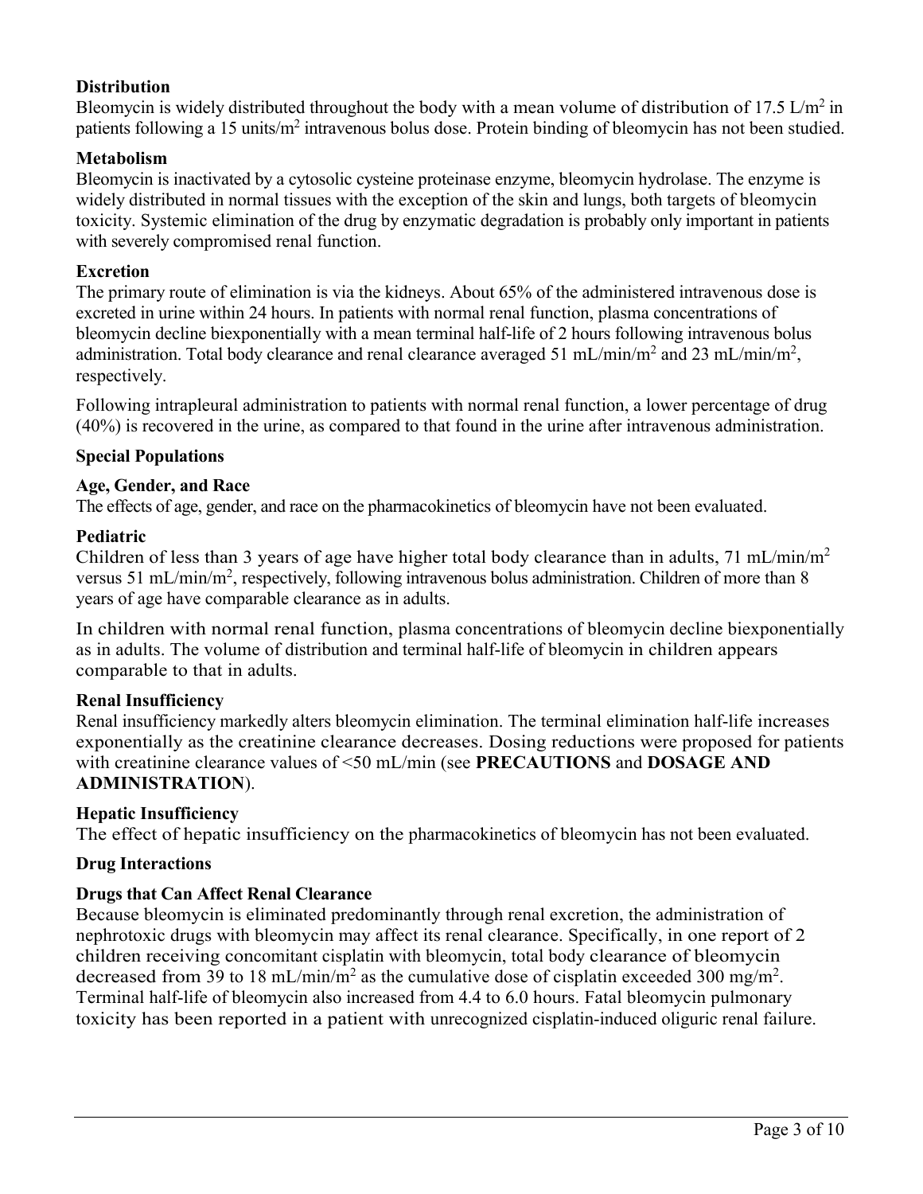### Distribution

Bleomycin is widely distributed throughout the body with a mean volume of distribution of 17.5 L/$m^2$ in patients following a 15 units/$m^2$ intravenous bolus dose. Protein binding of bleomycin has not been studied.

### Metabolism

Bleomycin is inactivated by a cytosolic cysteine proteinase enzyme, bleomycin hydrolase. The enzyme is widely distributed in normal tissues with the exception of the skin and lungs, both targets of bleomycin toxicity. Systemic elimination of the drug by enzymatic degradation is probably only important in patients with severely compromised renal function.

### Excretion

The primary route of elimination is via the kidneys. About 65% of the administered intravenous dose is excreted in urine within 24 hours. In patients with normal renal function, plasma concentrations of bleomycin decline biexponentially with a mean terminal half-life of 2 hours following intravenous bolus administration. Total body clearance and renal clearance averaged 51 mL/min/$m^2$ and 23 mL/min/$m^2$, respectively.

Following intrapleural administration to patients with normal renal function, a lower percentage of drug (40%) is recovered in the urine, as compared to that found in the urine after intravenous administration.

### Special Populations

#### Age, Gender, and Race

The effects of age, gender, and race on the pharmacokinetics of bleomycin have not been evaluated.

#### Pediatric

Children of less than 3 years of age have higher total body clearance than in adults, 71 mL/min/$m^2$ versus 51 mL/min/$m^2$, respectively, following intravenous bolus administration. Children of more than 8 years of age have comparable clearance as in adults.

In children with normal renal function, plasma concentrations of bleomycin decline biexponentially as in adults. The volume of distribution and terminal half-life of bleomycin in children appears comparable to that in adults.

#### Renal Insufficiency

Renal insufficiency markedly alters bleomycin elimination. The terminal elimination half-life increases exponentially as the creatinine clearance decreases. Dosing reductions were proposed for patients with creatinine clearance values of <50 mL/min (see **PRECAUTIONS** and **DOSAGE AND ADMINISTRATION**).

#### Hepatic Insufficiency

The effect of hepatic insufficiency on the pharmacokinetics of bleomycin has not been evaluated.

### Drug Interactions

#### Drugs that Can Affect Renal Clearance

Because bleomycin is eliminated predominantly through renal excretion, the administration of nephrotoxic drugs with bleomycin may affect its renal clearance. Specifically, in one report of 2 children receiving concomitant cisplatin with bleomycin, total body clearance of bleomycin decreased from 39 to 18 mL/min/$m^2$ as the cumulative dose of cisplatin exceeded 300 mg/$m^2$. Terminal half-life of bleomycin also increased from 4.4 to 6.0 hours. Fatal bleomycin pulmonary toxicity has been reported in a patient with unrecognized cisplatin-induced oliguric renal failure.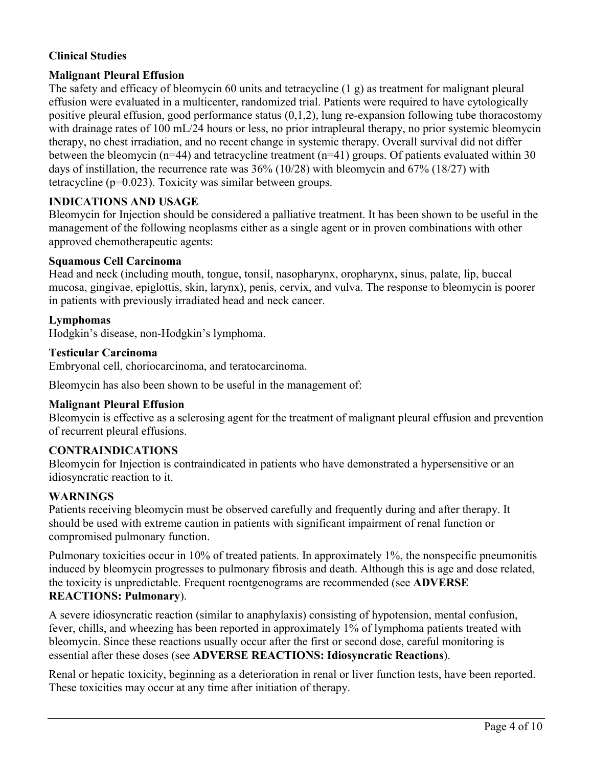## Clinical Studies

### Malignant Pleural Effusion

The safety and efficacy of bleomycin 60 units and tetracycline (1 g) as treatment for malignant pleural effusion were evaluated in a multicenter, randomized trial. Patients were required to have cytologically positive pleural effusion, good performance status (0,1,2), lung re-expansion following tube thoracostomy with drainage rates of 100 mL/24 hours or less, no prior intrapleural therapy, no prior systemic bleomycin therapy, no chest irradiation, and no recent change in systemic therapy. Overall survival did not differ between the bleomycin (n=44) and tetracycline treatment (n=41) groups. Of patients evaluated within 30 days of instillation, the recurrence rate was 36% (10/28) with bleomycin and 67% (18/27) with tetracycline (p=0.023). Toxicity was similar between groups.

## INDICATIONS AND USAGE

Bleomycin for Injection should be considered a palliative treatment. It has been shown to be useful in the management of the following neoplasms either as a single agent or in proven combinations with other approved chemotherapeutic agents:

### Squamous Cell Carcinoma

Head and neck (including mouth, tongue, tonsil, nasopharynx, oropharynx, sinus, palate, lip, buccal mucosa, gingivae, epiglottis, skin, larynx), penis, cervix, and vulva. The response to bleomycin is poorer in patients with previously irradiated head and neck cancer.

### Lymphomas

Hodgkin's disease, non-Hodgkin's lymphoma.

### Testicular Carcinoma

Embryonal cell, choriocarcinoma, and teratocarcinoma.

Bleomycin has also been shown to be useful in the management of:

### Malignant Pleural Effusion

Bleomycin is effective as a sclerosing agent for the treatment of malignant pleural effusion and prevention of recurrent pleural effusions.

## CONTRAINDICATIONS

Bleomycin for Injection is contraindicated in patients who have demonstrated a hypersensitive or an idiosyncratic reaction to it.

## WARNINGS

Patients receiving bleomycin must be observed carefully and frequently during and after therapy. It should be used with extreme caution in patients with significant impairment of renal function or compromised pulmonary function.

Pulmonary toxicities occur in 10% of treated patients. In approximately 1%, the nonspecific pneumonitis induced by bleomycin progresses to pulmonary fibrosis and death. Although this is age and dose related, the toxicity is unpredictable. Frequent roentgenograms are recommended (see **ADVERSE REACTIONS: Pulmonary**).

A severe idiosyncratic reaction (similar to anaphylaxis) consisting of hypotension, mental confusion, fever, chills, and wheezing has been reported in approximately 1% of lymphoma patients treated with bleomycin. Since these reactions usually occur after the first or second dose, careful monitoring is essential after these doses (see **ADVERSE REACTIONS: Idiosyncratic Reactions**).

Renal or hepatic toxicity, beginning as a deterioration in renal or liver function tests, have been reported. These toxicities may occur at any time after initiation of therapy.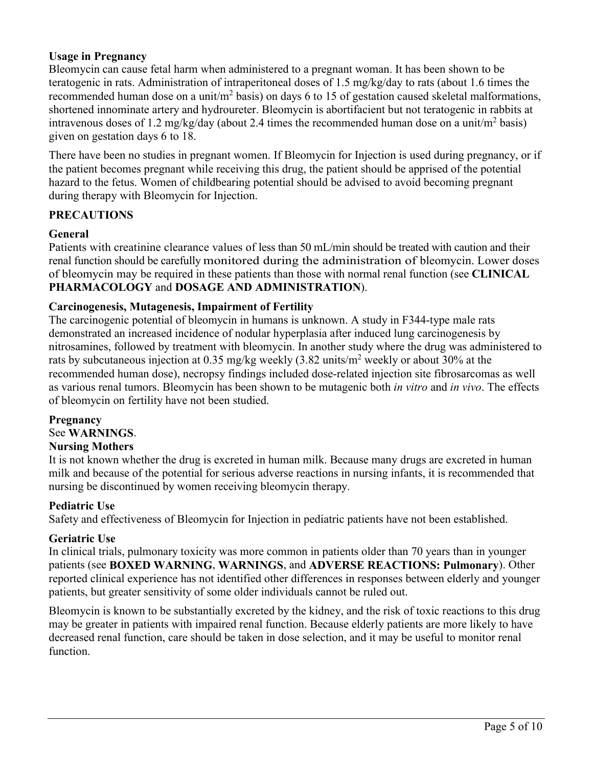### Usage in Pregnancy

Bleomycin can cause fetal harm when administered to a pregnant woman. It has been shown to be teratogenic in rats. Administration of intraperitoneal doses of 1.5 mg/kg/day to rats (about 1.6 times the recommended human dose on a unit/$m^2$ basis) on days 6 to 15 of gestation caused skeletal malformations, shortened innominate artery and hydroureter. Bleomycin is abortifacient but not teratogenic in rabbits at intravenous doses of 1.2 mg/kg/day (about 2.4 times the recommended human dose on a unit/$m^2$ basis) given on gestation days 6 to 18.

There have been no studies in pregnant women. If Bleomycin for Injection is used during pregnancy, or if the patient becomes pregnant while receiving this drug, the patient should be apprised of the potential hazard to the fetus. Women of childbearing potential should be advised to avoid becoming pregnant during therapy with Bleomycin for Injection.

## PRECAUTIONS

### General

Patients with creatinine clearance values of less than 50 mL/min should be treated with caution and their renal function should be carefully monitored during the administration of bleomycin. Lower doses of bleomycin may be required in these patients than those with normal renal function (see **CLINICAL PHARMACOLOGY** and **DOSAGE AND ADMINISTRATION**).

### Carcinogenesis, Mutagenesis, Impairment of Fertility

The carcinogenic potential of bleomycin in humans is unknown. A study in F344-type male rats demonstrated an increased incidence of nodular hyperplasia after induced lung carcinogenesis by nitrosamines, followed by treatment with bleomycin. In another study where the drug was administered to rats by subcutaneous injection at 0.35 mg/kg weekly (3.82 units/$m^2$ weekly or about 30% at the recommended human dose), necropsy findings included dose-related injection site fibrosarcomas as well as various renal tumors. Bleomycin has been shown to be mutagenic both *in vitro* and *in vivo*. The effects of bleomycin on fertility have not been studied.

### Pregnancy

See **WARNINGS**.

### Nursing Mothers

It is not known whether the drug is excreted in human milk. Because many drugs are excreted in human milk and because of the potential for serious adverse reactions in nursing infants, it is recommended that nursing be discontinued by women receiving bleomycin therapy.

### Pediatric Use

Safety and effectiveness of Bleomycin for Injection in pediatric patients have not been established.

### Geriatric Use

In clinical trials, pulmonary toxicity was more common in patients older than 70 years than in younger patients (see **BOXED WARNING**, **WARNINGS**, and **ADVERSE REACTIONS: Pulmonary**). Other reported clinical experience has not identified other differences in responses between elderly and younger patients, but greater sensitivity of some older individuals cannot be ruled out.

Bleomycin is known to be substantially excreted by the kidney, and the risk of toxic reactions to this drug may be greater in patients with impaired renal function. Because elderly patients are more likely to have decreased renal function, care should be taken in dose selection, and it may be useful to monitor renal function.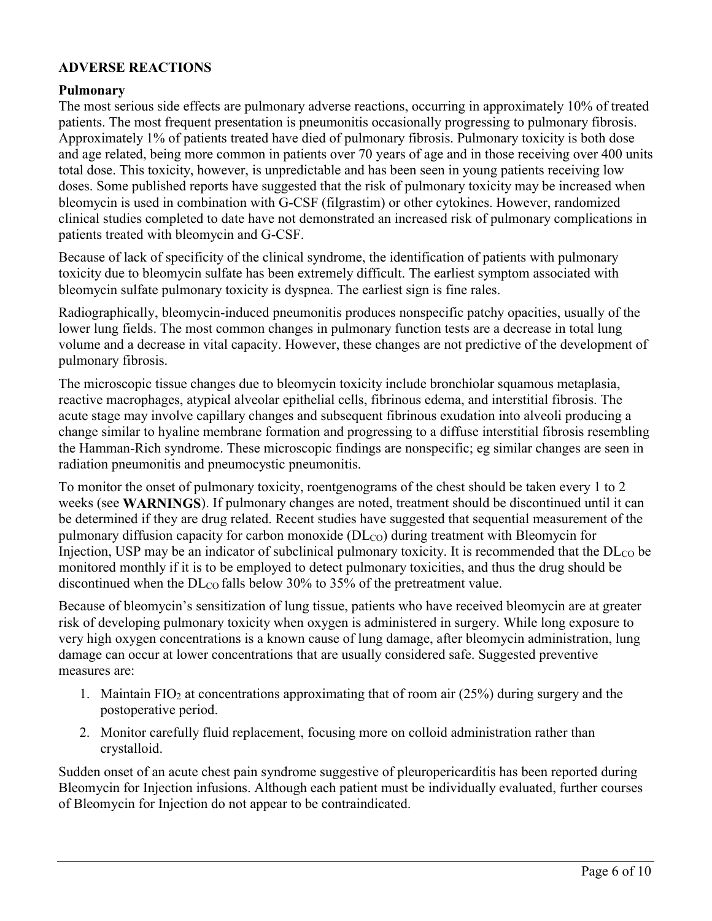## ADVERSE REACTIONS

### Pulmonary

The most serious side effects are pulmonary adverse reactions, occurring in approximately 10% of treated patients. The most frequent presentation is pneumonitis occasionally progressing to pulmonary fibrosis. Approximately 1% of patients treated have died of pulmonary fibrosis. Pulmonary toxicity is both dose and age related, being more common in patients over 70 years of age and in those receiving over 400 units total dose. This toxicity, however, is unpredictable and has been seen in young patients receiving low doses. Some published reports have suggested that the risk of pulmonary toxicity may be increased when bleomycin is used in combination with G-CSF (filgrastim) or other cytokines. However, randomized clinical studies completed to date have not demonstrated an increased risk of pulmonary complications in patients treated with bleomycin and G-CSF.

Because of lack of specificity of the clinical syndrome, the identification of patients with pulmonary toxicity due to bleomycin sulfate has been extremely difficult. The earliest symptom associated with bleomycin sulfate pulmonary toxicity is dyspnea. The earliest sign is fine rales.

Radiographically, bleomycin-induced pneumonitis produces nonspecific patchy opacities, usually of the lower lung fields. The most common changes in pulmonary function tests are a decrease in total lung volume and a decrease in vital capacity. However, these changes are not predictive of the development of pulmonary fibrosis.

The microscopic tissue changes due to bleomycin toxicity include bronchiolar squamous metaplasia, reactive macrophages, atypical alveolar epithelial cells, fibrinous edema, and interstitial fibrosis. The acute stage may involve capillary changes and subsequent fibrinous exudation into alveoli producing a change similar to hyaline membrane formation and progressing to a diffuse interstitial fibrosis resembling the Hamman-Rich syndrome. These microscopic findings are nonspecific; eg similar changes are seen in radiation pneumonitis and pneumocystic pneumonitis.

To monitor the onset of pulmonary toxicity, roentgenograms of the chest should be taken every 1 to 2 weeks (see **WARNINGS**). If pulmonary changes are noted, treatment should be discontinued until it can be determined if they are drug related. Recent studies have suggested that sequential measurement of the pulmonary diffusion capacity for carbon monoxide ($DL_{CO}$) during treatment with Bleomycin for Injection, USP may be an indicator of subclinical pulmonary toxicity. It is recommended that the $DL_{CO}$ be monitored monthly if it is to be employed to detect pulmonary toxicities, and thus the drug should be discontinued when the $DL_{CO}$ falls below 30% to 35% of the pretreatment value.

Because of bleomycin's sensitization of lung tissue, patients who have received bleomycin are at greater risk of developing pulmonary toxicity when oxygen is administered in surgery. While long exposure to very high oxygen concentrations is a known cause of lung damage, after bleomycin administration, lung damage can occur at lower concentrations that are usually considered safe. Suggested preventive measures are:

1. Maintain $FIO_2$ at concentrations approximating that of room air (25%) during surgery and the postoperative period.
2. Monitor carefully fluid replacement, focusing more on colloid administration rather than crystalloid.

Sudden onset of an acute chest pain syndrome suggestive of pleuropericarditis has been reported during Bleomycin for Injection infusions. Although each patient must be individually evaluated, further courses of Bleomycin for Injection do not appear to be contraindicated.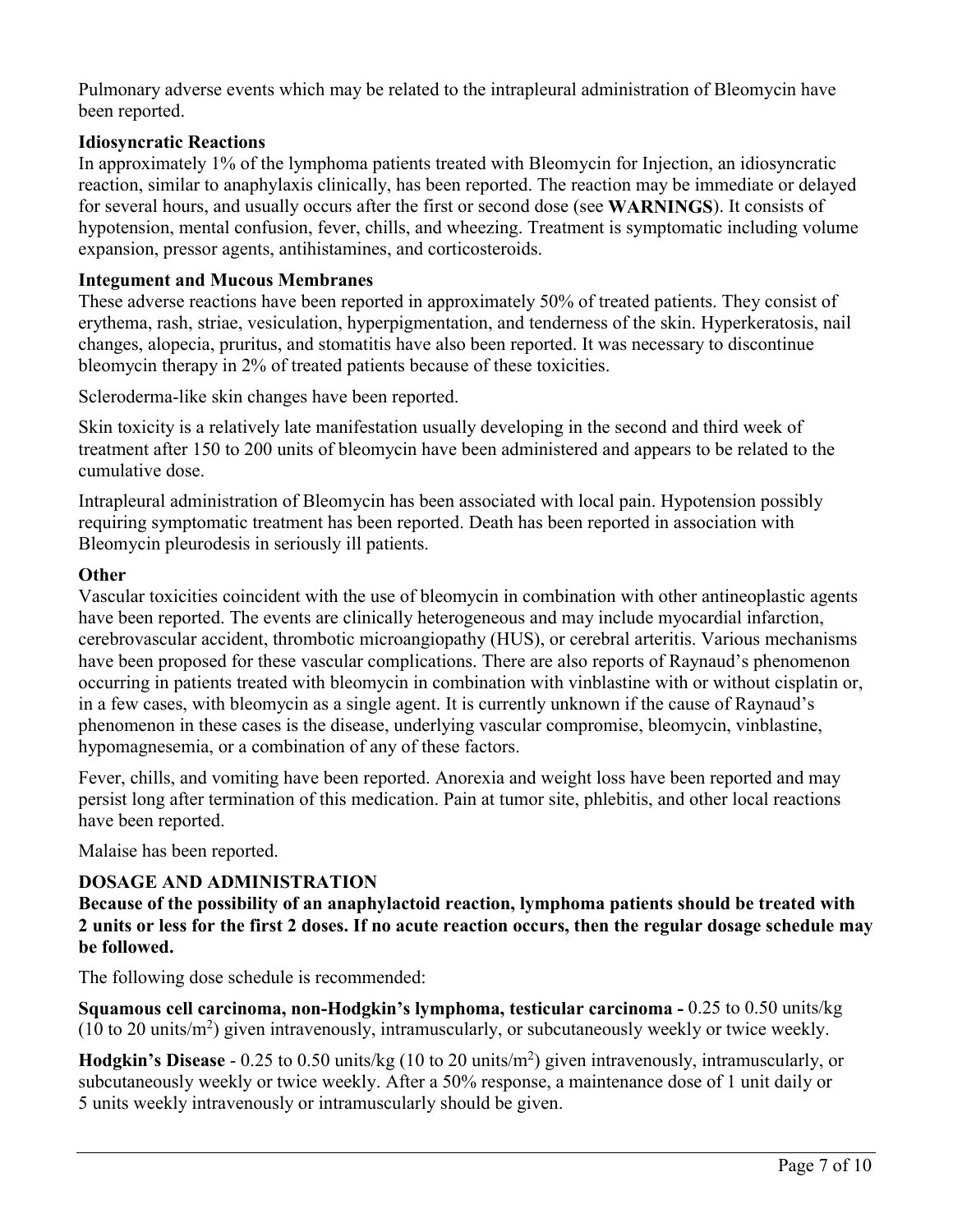Pulmonary adverse events which may be related to the intrapleural administration of Bleomycin have been reported.

**Idiosyncratic Reactions**

In approximately 1% of the lymphoma patients treated with Bleomycin for Injection, an idiosyncratic reaction, similar to anaphylaxis clinically, has been reported. The reaction may be immediate or delayed for several hours, and usually occurs after the first or second dose (see **WARNINGS**). It consists of hypotension, mental confusion, fever, chills, and wheezing. Treatment is symptomatic including volume expansion, pressor agents, antihistamines, and corticosteroids.

**Integument and Mucous Membranes**

These adverse reactions have been reported in approximately 50% of treated patients. They consist of erythema, rash, striae, vesiculation, hyperpigmentation, and tenderness of the skin. Hyperkeratosis, nail changes, alopecia, pruritus, and stomatitis have also been reported. It was necessary to discontinue bleomycin therapy in 2% of treated patients because of these toxicities.

Scleroderma-like skin changes have been reported.

Skin toxicity is a relatively late manifestation usually developing in the second and third week of treatment after 150 to 200 units of bleomycin have been administered and appears to be related to the cumulative dose.

Intrapleural administration of Bleomycin has been associated with local pain. Hypotension possibly requiring symptomatic treatment has been reported. Death has been reported in association with Bleomycin pleurodesis in seriously ill patients.

**Other**

Vascular toxicities coincident with the use of bleomycin in combination with other antineoplastic agents have been reported. The events are clinically heterogeneous and may include myocardial infarction, cerebrovascular accident, thrombotic microangiopathy (HUS), or cerebral arteritis. Various mechanisms have been proposed for these vascular complications. There are also reports of Raynaud's phenomenon occurring in patients treated with bleomycin in combination with vinblastine with or without cisplatin or, in a few cases, with bleomycin as a single agent. It is currently unknown if the cause of Raynaud's phenomenon in these cases is the disease, underlying vascular compromise, bleomycin, vinblastine, hypomagnesemia, or a combination of any of these factors.

Fever, chills, and vomiting have been reported. Anorexia and weight loss have been reported and may persist long after termination of this medication. Pain at tumor site, phlebitis, and other local reactions have been reported.

Malaise has been reported.

## DOSAGE AND ADMINISTRATION

**Because of the possibility of an anaphylactoid reaction, lymphoma patients should be treated with 2 units or less for the first 2 doses. If no acute reaction occurs, then the regular dosage schedule may be followed.**

The following dose schedule is recommended:

**Squamous cell carcinoma, non-Hodgkin's lymphoma, testicular carcinoma -** 0.25 to 0.50 units/kg (10 to 20 units/$m^2$) given intravenously, intramuscularly, or subcutaneously weekly or twice weekly.

**Hodgkin's Disease** - 0.25 to 0.50 units/kg (10 to 20 units/$m^2$) given intravenously, intramuscularly, or subcutaneously weekly or twice weekly. After a 50% response, a maintenance dose of 1 unit daily or 5 units weekly intravenously or intramuscularly should be given.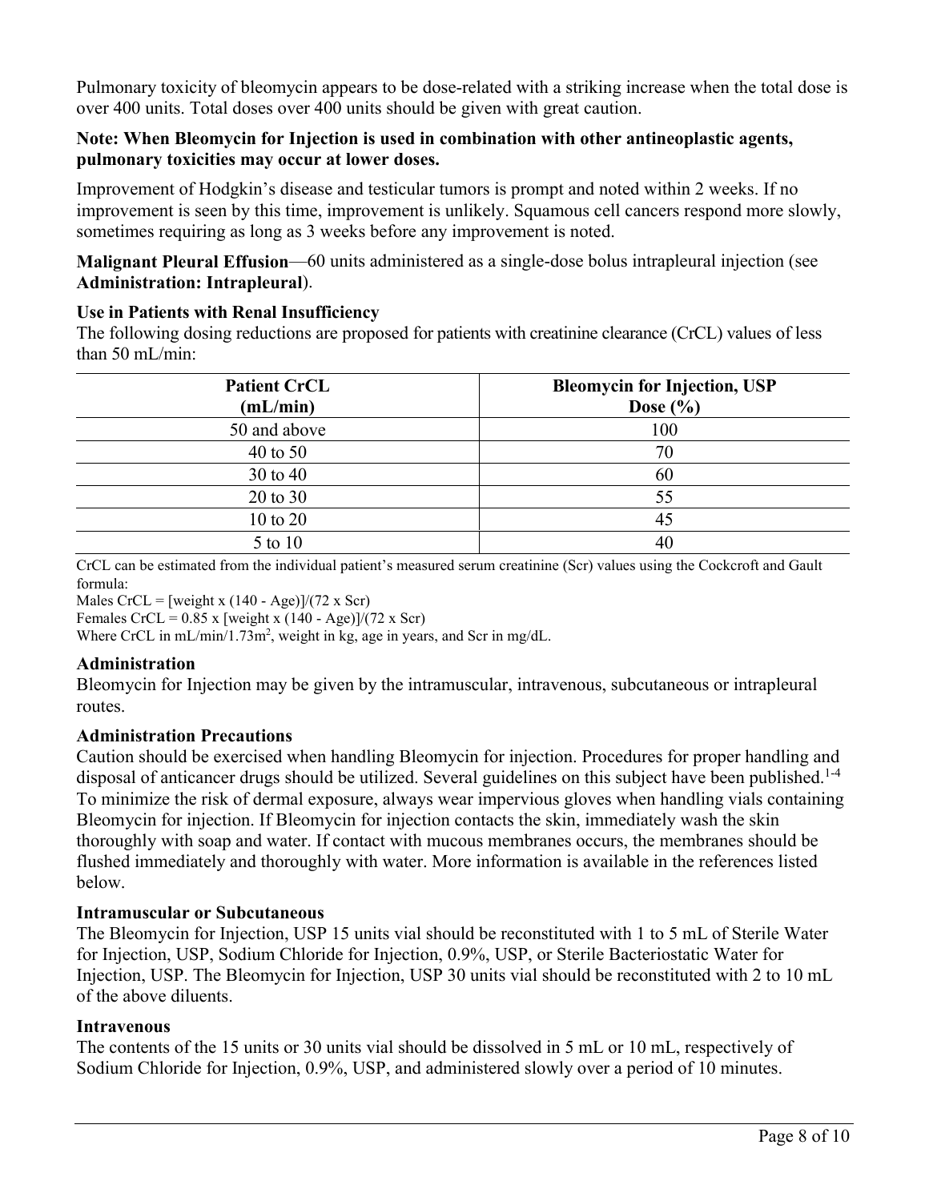Pulmonary toxicity of bleomycin appears to be dose-related with a striking increase when the total dose is over 400 units. Total doses over 400 units should be given with great caution.

**Note: When Bleomycin for Injection is used in combination with other antineoplastic agents, pulmonary toxicities may occur at lower doses.**

Improvement of Hodgkin's disease and testicular tumors is prompt and noted within 2 weeks. If no improvement is seen by this time, improvement is unlikely. Squamous cell cancers respond more slowly, sometimes requiring as long as 3 weeks before any improvement is noted.

**Malignant Pleural Effusion**—60 units administered as a single-dose bolus intrapleural injection (see **Administration: Intrapleural**).

**Use in Patients with Renal Insufficiency**

The following dosing reductions are proposed for patients with creatinine clearance (CrCL) values of less than 50 mL/min:

| Patient CrCL (mL/min) | Bleomycin for Injection, USP Dose (%) |
|---|---|
| 50 and above | 100 |
| 40 to 50 | 70 |
| 30 to 40 | 60 |
| 20 to 30 | 55 |
| 10 to 20 | 45 |
| 5 to 10 | 40 |

CrCL can be estimated from the individual patient's measured serum creatinine (Scr) values using the Cockcroft and Gault formula:

Males CrCL = [weight x (140 - Age)]/(72 x Scr)

Females CrCL = 0.85 x [weight x (140 - Age)]/(72 x Scr)

Where CrCL in mL/min/1.73m$^2$, weight in kg, age in years, and Scr in mg/dL.

**Administration**

Bleomycin for Injection may be given by the intramuscular, intravenous, subcutaneous or intrapleural routes.

**Administration Precautions**

Caution should be exercised when handling Bleomycin for injection. Procedures for proper handling and disposal of anticancer drugs should be utilized. Several guidelines on this subject have been published.[1-4] To minimize the risk of dermal exposure, always wear impervious gloves when handling vials containing Bleomycin for injection. If Bleomycin for injection contacts the skin, immediately wash the skin thoroughly with soap and water. If contact with mucous membranes occurs, the membranes should be flushed immediately and thoroughly with water. More information is available in the references listed below.

**Intramuscular or Subcutaneous**

The Bleomycin for Injection, USP 15 units vial should be reconstituted with 1 to 5 mL of Sterile Water for Injection, USP, Sodium Chloride for Injection, 0.9%, USP, or Sterile Bacteriostatic Water for Injection, USP. The Bleomycin for Injection, USP 30 units vial should be reconstituted with 2 to 10 mL of the above diluents.

**Intravenous**

The contents of the 15 units or 30 units vial should be dissolved in 5 mL or 10 mL, respectively of Sodium Chloride for Injection, 0.9%, USP, and administered slowly over a period of 10 minutes.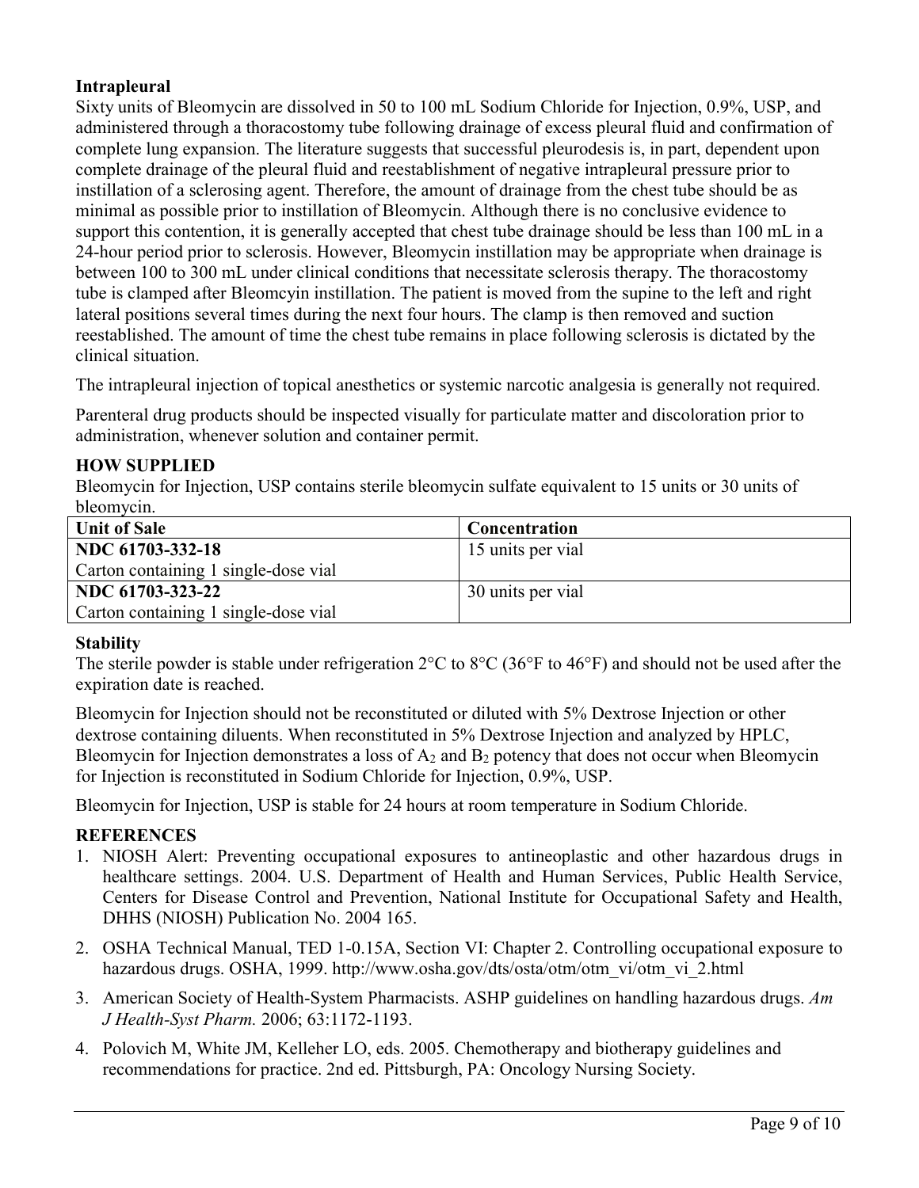**Intrapleural**

Sixty units of Bleomycin are dissolved in 50 to 100 mL Sodium Chloride for Injection, 0.9%, USP, and administered through a thoracostomy tube following drainage of excess pleural fluid and confirmation of complete lung expansion. The literature suggests that successful pleurodesis is, in part, dependent upon complete drainage of the pleural fluid and reestablishment of negative intrapleural pressure prior to instillation of a sclerosing agent. Therefore, the amount of drainage from the chest tube should be as minimal as possible prior to instillation of Bleomycin. Although there is no conclusive evidence to support this contention, it is generally accepted that chest tube drainage should be less than 100 mL in a 24-hour period prior to sclerosis. However, Bleomycin instillation may be appropriate when drainage is between 100 to 300 mL under clinical conditions that necessitate sclerosis therapy. The thoracostomy tube is clamped after Bleomcyin instillation. The patient is moved from the supine to the left and right lateral positions several times during the next four hours. The clamp is then removed and suction reestablished. The amount of time the chest tube remains in place following sclerosis is dictated by the clinical situation.

The intrapleural injection of topical anesthetics or systemic narcotic analgesia is generally not required.

Parenteral drug products should be inspected visually for particulate matter and discoloration prior to administration, whenever solution and container permit.

## HOW SUPPLIED

Bleomycin for Injection, USP contains sterile bleomycin sulfate equivalent to 15 units or 30 units of bleomycin.

| Unit of Sale | Concentration |
|---|---|
| **NDC 61703-332-18**<br>Carton containing 1 single-dose vial | 15 units per vial |
| **NDC 61703-323-22**<br>Carton containing 1 single-dose vial | 30 units per vial |

**Stability**

The sterile powder is stable under refrigeration 2°C to 8°C (36°F to 46°F) and should not be used after the expiration date is reached.

Bleomycin for Injection should not be reconstituted or diluted with 5% Dextrose Injection or other dextrose containing diluents. When reconstituted in 5% Dextrose Injection and analyzed by HPLC, Bleomycin for Injection demonstrates a loss of $A_2$ and $B_2$ potency that does not occur when Bleomycin for Injection is reconstituted in Sodium Chloride for Injection, 0.9%, USP.

Bleomycin for Injection, USP is stable for 24 hours at room temperature in Sodium Chloride.

## REFERENCES

1. NIOSH Alert: Preventing occupational exposures to antineoplastic and other hazardous drugs in healthcare settings. 2004. U.S. Department of Health and Human Services, Public Health Service, Centers for Disease Control and Prevention, National Institute for Occupational Safety and Health, DHHS (NIOSH) Publication No. 2004 165.
2. OSHA Technical Manual, TED 1-0.15A, Section VI: Chapter 2. Controlling occupational exposure to hazardous drugs. OSHA, 1999. http://www.osha.gov/dts/osta/otm/otm_vi/otm_vi_2.html
3. American Society of Health-System Pharmacists. ASHP guidelines on handling hazardous drugs. *Am J Health-Syst Pharm.* 2006; 63:1172-1193.
4. Polovich M, White JM, Kelleher LO, eds. 2005. Chemotherapy and biotherapy guidelines and recommendations for practice. 2nd ed. Pittsburgh, PA: Oncology Nursing Society.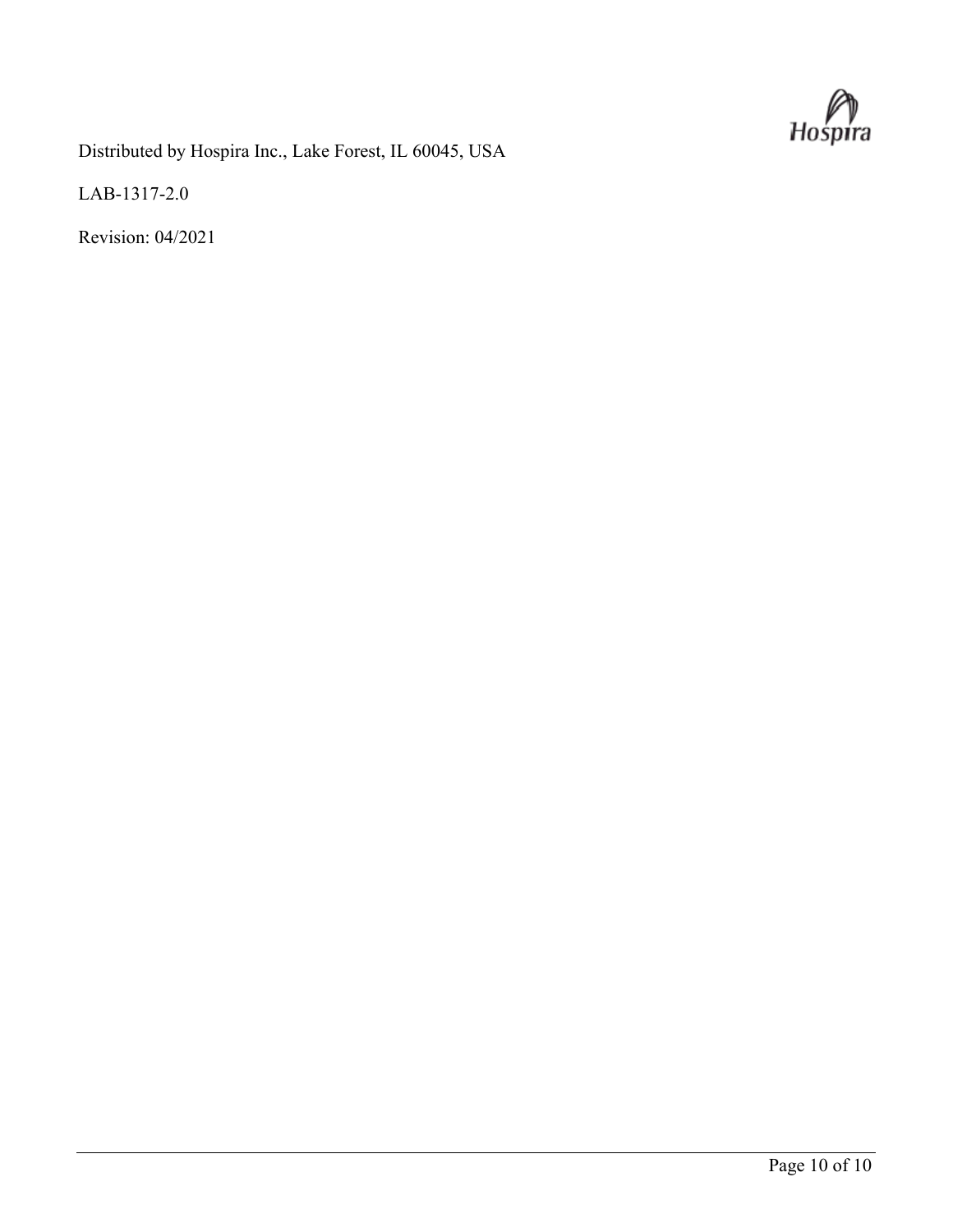Distributed by Hospira Inc., Lake Forest, IL 60045, USA

LAB-1317-2.0

Revision: 04/2021